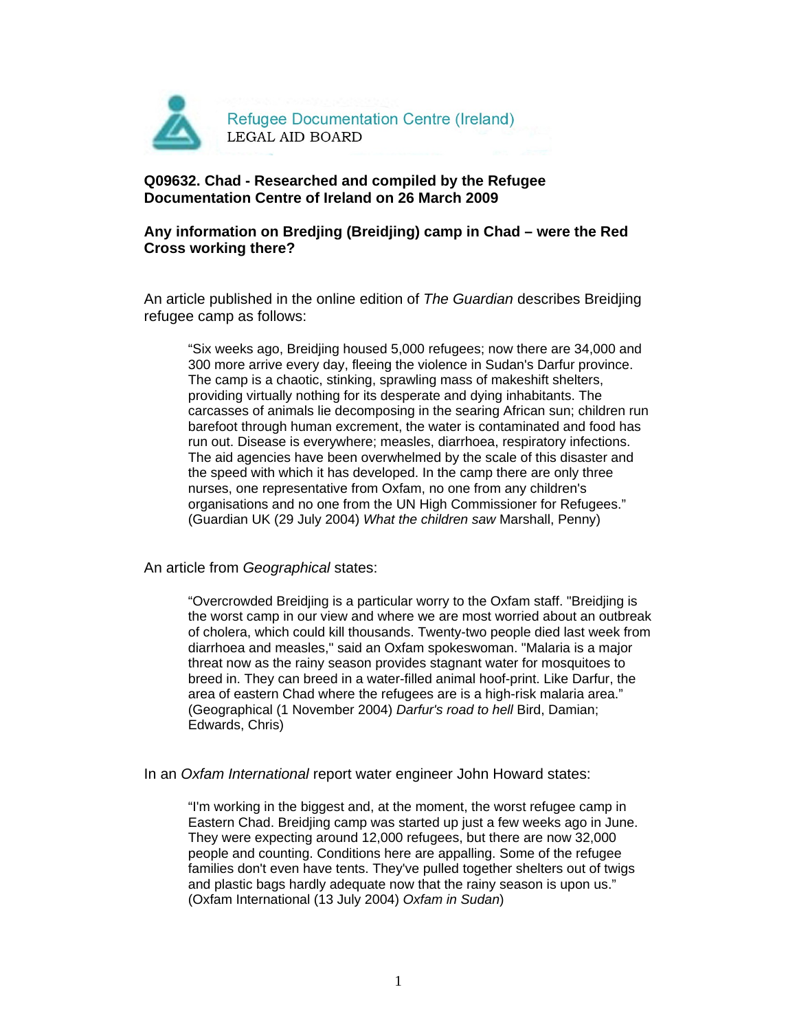Refugee Documentation Centre (Ireland)
LEGAL AID BOARD

**Q09632. Chad - Researched and compiled by the Refugee Documentation Centre of Ireland on 26 March 2009**

**Any information on Bredjing (Breidjing) camp in Chad – were the Red Cross working there?**

An article published in the online edition of *The Guardian* describes Breidjing refugee camp as follows:

> "Six weeks ago, Breidjing housed 5,000 refugees; now there are 34,000 and 300 more arrive every day, fleeing the violence in Sudan's Darfur province. The camp is a chaotic, stinking, sprawling mass of makeshift shelters, providing virtually nothing for its desperate and dying inhabitants. The carcasses of animals lie decomposing in the searing African sun; children run barefoot through human excrement, the water is contaminated and food has run out. Disease is everywhere; measles, diarrhoea, respiratory infections. The aid agencies have been overwhelmed by the scale of this disaster and the speed with which it has developed. In the camp there are only three nurses, one representative from Oxfam, no one from any children's organisations and no one from the UN High Commissioner for Refugees."
> (Guardian UK (29 July 2004) *What the children saw* Marshall, Penny)

An article from *Geographical* states:

> "Overcrowded Breidjing is a particular worry to the Oxfam staff. "Breidjing is the worst camp in our view and where we are most worried about an outbreak of cholera, which could kill thousands. Twenty-two people died last week from diarrhoea and measles," said an Oxfam spokeswoman. "Malaria is a major threat now as the rainy season provides stagnant water for mosquitoes to breed in. They can breed in a water-filled animal hoof-print. Like Darfur, the area of eastern Chad where the refugees are is a high-risk malaria area."
> (Geographical (1 November 2004) *Darfur's road to hell* Bird, Damian; Edwards, Chris)

In an *Oxfam International* report water engineer John Howard states:

> "I'm working in the biggest and, at the moment, the worst refugee camp in Eastern Chad. Breidjing camp was started up just a few weeks ago in June. They were expecting around 12,000 refugees, but there are now 32,000 people and counting. Conditions here are appalling. Some of the refugee families don't even have tents. They've pulled together shelters out of twigs and plastic bags hardly adequate now that the rainy season is upon us."
> (Oxfam International (13 July 2004) *Oxfam in Sudan*)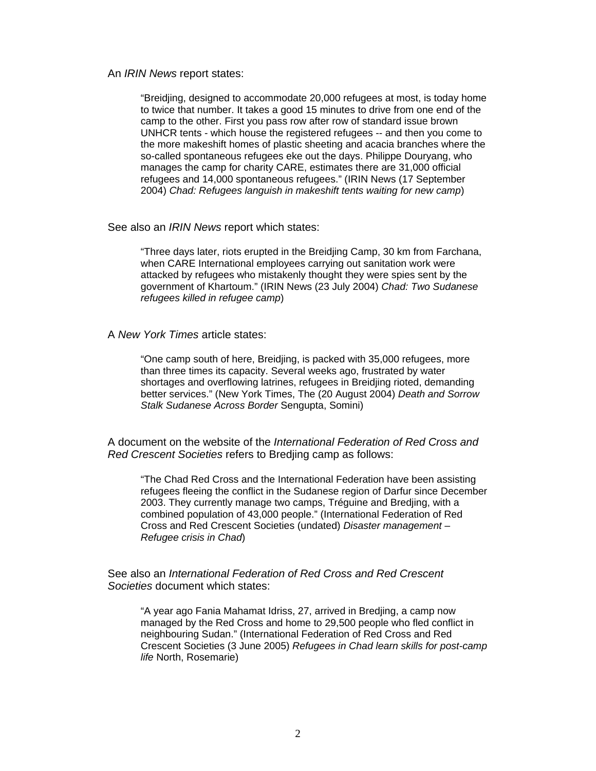An *IRIN News* report states:

> "Breidjing, designed to accommodate 20,000 refugees at most, is today home to twice that number. It takes a good 15 minutes to drive from one end of the camp to the other. First you pass row after row of standard issue brown UNHCR tents - which house the registered refugees -- and then you come to the more makeshift homes of plastic sheeting and acacia branches where the so-called spontaneous refugees eke out the days. Philippe Douryang, who manages the camp for charity CARE, estimates there are 31,000 official refugees and 14,000 spontaneous refugees." (IRIN News (17 September 2004) *Chad: Refugees languish in makeshift tents waiting for new camp*)

See also an *IRIN News* report which states:

> "Three days later, riots erupted in the Breidjing Camp, 30 km from Farchana, when CARE International employees carrying out sanitation work were attacked by refugees who mistakenly thought they were spies sent by the government of Khartoum." (IRIN News (23 July 2004) *Chad: Two Sudanese refugees killed in refugee camp*)

A *New York Times* article states:

> "One camp south of here, Breidjing, is packed with 35,000 refugees, more than three times its capacity. Several weeks ago, frustrated by water shortages and overflowing latrines, refugees in Breidjing rioted, demanding better services." (New York Times, The (20 August 2004) *Death and Sorrow Stalk Sudanese Across Border* Sengupta, Somini)

A document on the website of the *International Federation of Red Cross and Red Crescent Societies* refers to Bredjing camp as follows:

> "The Chad Red Cross and the International Federation have been assisting refugees fleeing the conflict in the Sudanese region of Darfur since December 2003. They currently manage two camps, Tréguine and Bredjing, with a combined population of 43,000 people." (International Federation of Red Cross and Red Crescent Societies (undated) *Disaster management – Refugee crisis in Chad*)

See also an *International Federation of Red Cross and Red Crescent Societies* document which states:

> "A year ago Fania Mahamat Idriss, 27, arrived in Bredjing, a camp now managed by the Red Cross and home to 29,500 people who fled conflict in neighbouring Sudan." (International Federation of Red Cross and Red Crescent Societies (3 June 2005) *Refugees in Chad learn skills for post-camp life* North, Rosemarie)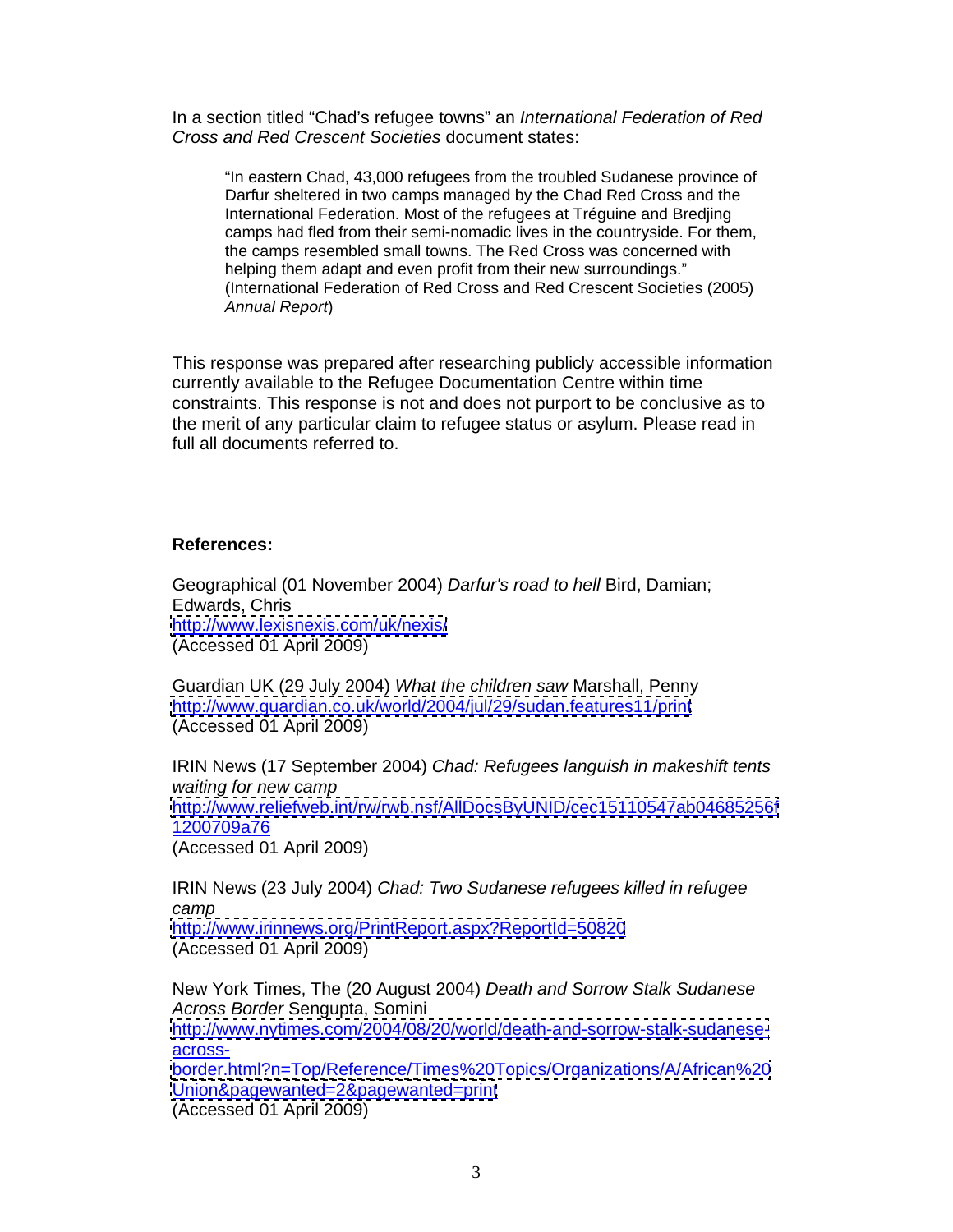In a section titled "Chad's refugee towns" an *International Federation of Red Cross and Red Crescent Societies* document states:

> "In eastern Chad, 43,000 refugees from the troubled Sudanese province of Darfur sheltered in two camps managed by the Chad Red Cross and the International Federation. Most of the refugees at Tréguine and Bredjing camps had fled from their semi-nomadic lives in the countryside. For them, the camps resembled small towns. The Red Cross was concerned with helping them adapt and even profit from their new surroundings." (International Federation of Red Cross and Red Crescent Societies (2005) *Annual Report*)

This response was prepared after researching publicly accessible information currently available to the Refugee Documentation Centre within time constraints. This response is not and does not purport to be conclusive as to the merit of any particular claim to refugee status or asylum. Please read in full all documents referred to.

**References:**

Geographical (01 November 2004) *Darfur's road to hell* Bird, Damian; Edwards, Chris
http://www.lexisnexis.com/uk/nexis/
(Accessed 01 April 2009)

Guardian UK (29 July 2004) *What the children saw* Marshall, Penny
http://www.guardian.co.uk/world/2004/jul/29/sudan.features11/print
(Accessed 01 April 2009)

IRIN News (17 September 2004) *Chad: Refugees languish in makeshift tents waiting for new camp*
http://www.reliefweb.int/rw/rwb.nsf/AllDocsByUNID/cec15110547ab04685256f1200709a76
(Accessed 01 April 2009)

IRIN News (23 July 2004) *Chad: Two Sudanese refugees killed in refugee camp*
http://www.irinnews.org/PrintReport.aspx?ReportId=50820
(Accessed 01 April 2009)

New York Times, The (20 August 2004) *Death and Sorrow Stalk Sudanese Across Border* Sengupta, Somini
http://www.nytimes.com/2004/08/20/world/death-and-sorrow-stalk-sudanese-across-border.html?n=Top/Reference/Times%20Topics/Organizations/A/African%20Union&pagewanted=2&pagewanted=print
(Accessed 01 April 2009)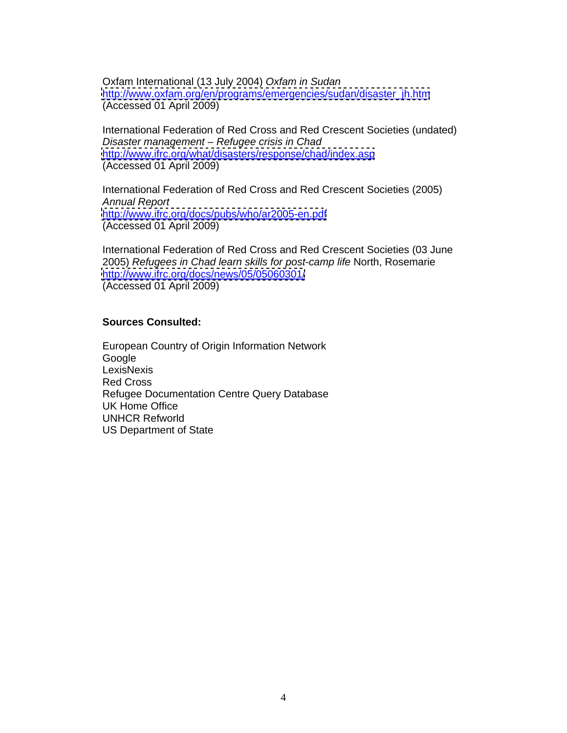Oxfam International (13 July 2004) *Oxfam in Sudan*
http://www.oxfam.org/en/programs/emergencies/sudan/disaster_jh.htm
(Accessed 01 April 2009)

International Federation of Red Cross and Red Crescent Societies (undated) *Disaster management – Refugee crisis in Chad*
http://www.ifrc.org/what/disasters/response/chad/index.asp
(Accessed 01 April 2009)

International Federation of Red Cross and Red Crescent Societies (2005) *Annual Report*
http://www.ifrc.org/docs/pubs/who/ar2005-en.pdf
(Accessed 01 April 2009)

International Federation of Red Cross and Red Crescent Societies (03 June 2005) *Refugees in Chad learn skills for post-camp life* North, Rosemarie
http://www.ifrc.org/docs/news/05/05060301/
(Accessed 01 April 2009)

**Sources Consulted:**

European Country of Origin Information Network
Google
LexisNexis
Red Cross
Refugee Documentation Centre Query Database
UK Home Office
UNHCR Refworld
US Department of State